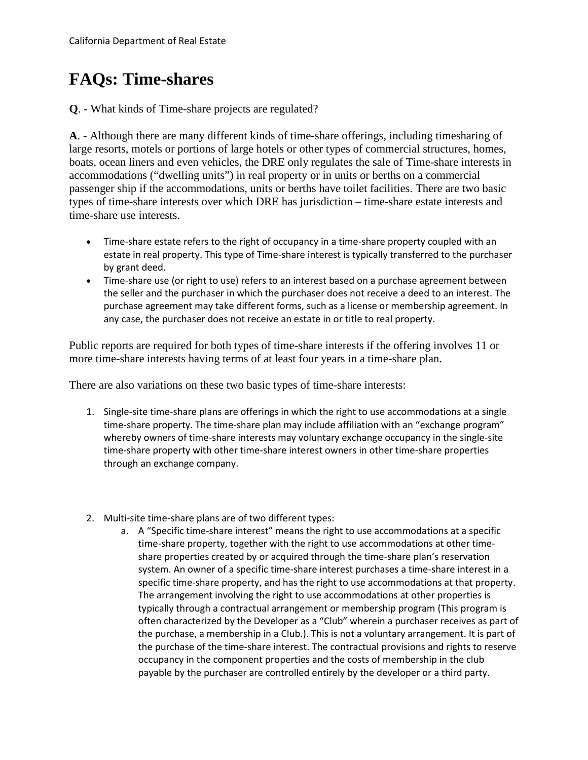California Department of Real Estate

# FAQs: Time-shares

**Q**. - What kinds of Time-share projects are regulated?

**A**. - Although there are many different kinds of time-share offerings, including timesharing of large resorts, motels or portions of large hotels or other types of commercial structures, homes, boats, ocean liners and even vehicles, the DRE only regulates the sale of Time-share interests in accommodations ("dwelling units") in real property or in units or berths on a commercial passenger ship if the accommodations, units or berths have toilet facilities. There are two basic types of time-share interests over which DRE has jurisdiction – time-share estate interests and time-share use interests.

- Time-share estate refers to the right of occupancy in a time-share property coupled with an estate in real property. This type of Time-share interest is typically transferred to the purchaser by grant deed.
- Time-share use (or right to use) refers to an interest based on a purchase agreement between the seller and the purchaser in which the purchaser does not receive a deed to an interest. The purchase agreement may take different forms, such as a license or membership agreement. In any case, the purchaser does not receive an estate in or title to real property.

Public reports are required for both types of time-share interests if the offering involves 11 or more time-share interests having terms of at least four years in a time-share plan.

There are also variations on these two basic types of time-share interests:

1. Single-site time-share plans are offerings in which the right to use accommodations at a single time-share property. The time-share plan may include affiliation with an "exchange program" whereby owners of time-share interests may voluntary exchange occupancy in the single-site time-share property with other time-share interest owners in other time-share properties through an exchange company.

2. Multi-site time-share plans are of two different types:
   a. A "Specific time-share interest" means the right to use accommodations at a specific time-share property, together with the right to use accommodations at other time-share properties created by or acquired through the time-share plan's reservation system. An owner of a specific time-share interest purchases a time-share interest in a specific time-share property, and has the right to use accommodations at that property. The arrangement involving the right to use accommodations at other properties is typically through a contractual arrangement or membership program (This program is often characterized by the Developer as a "Club" wherein a purchaser receives as part of the purchase, a membership in a Club.). This is not a voluntary arrangement. It is part of the purchase of the time-share interest. The contractual provisions and rights to reserve occupancy in the component properties and the costs of membership in the club payable by the purchaser are controlled entirely by the developer or a third party.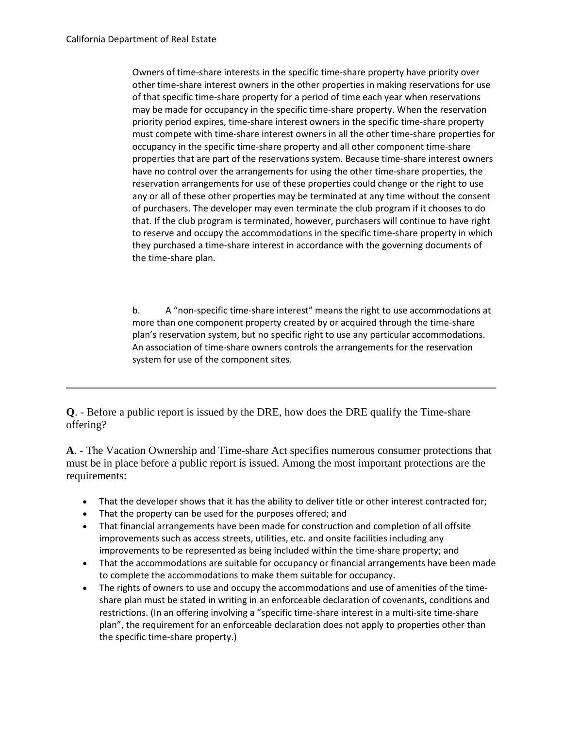Owners of time-share interests in the specific time-share property have priority over other time-share interest owners in the other properties in making reservations for use of that specific time-share property for a period of time each year when reservations may be made for occupancy in the specific time-share property. When the reservation priority period expires, time-share interest owners in the specific time-share property must compete with time-share interest owners in all the other time-share properties for occupancy in the specific time-share property and all other component time-share properties that are part of the reservations system. Because time-share interest owners have no control over the arrangements for using the other time-share properties, the reservation arrangements for use of these properties could change or the right to use any or all of these other properties may be terminated at any time without the consent of purchasers. The developer may even terminate the club program if it chooses to do that. If the club program is terminated, however, purchasers will continue to have right to reserve and occupy the accommodations in the specific time-share property in which they purchased a time-share interest in accordance with the governing documents of the time-share plan.

b. A "non-specific time-share interest" means the right to use accommodations at more than one component property created by or acquired through the time-share plan's reservation system, but no specific right to use any particular accommodations. An association of time-share owners controls the arrangements for the reservation system for use of the component sites.

---

**Q**. - Before a public report is issued by the DRE, how does the DRE qualify the Time-share offering?

**A**. - The Vacation Ownership and Time-share Act specifies numerous consumer protections that must be in place before a public report is issued. Among the most important protections are the requirements:

- That the developer shows that it has the ability to deliver title or other interest contracted for;
- That the property can be used for the purposes offered; and
- That financial arrangements have been made for construction and completion of all offsite improvements such as access streets, utilities, etc. and onsite facilities including any improvements to be represented as being included within the time-share property; and
- That the accommodations are suitable for occupancy or financial arrangements have been made to complete the accommodations to make them suitable for occupancy.
- The rights of owners to use and occupy the accommodations and use of amenities of the time-share plan must be stated in writing in an enforceable declaration of covenants, conditions and restrictions. (In an offering involving a "specific time-share interest in a multi-site time-share plan", the requirement for an enforceable declaration does not apply to properties other than the specific time-share property.)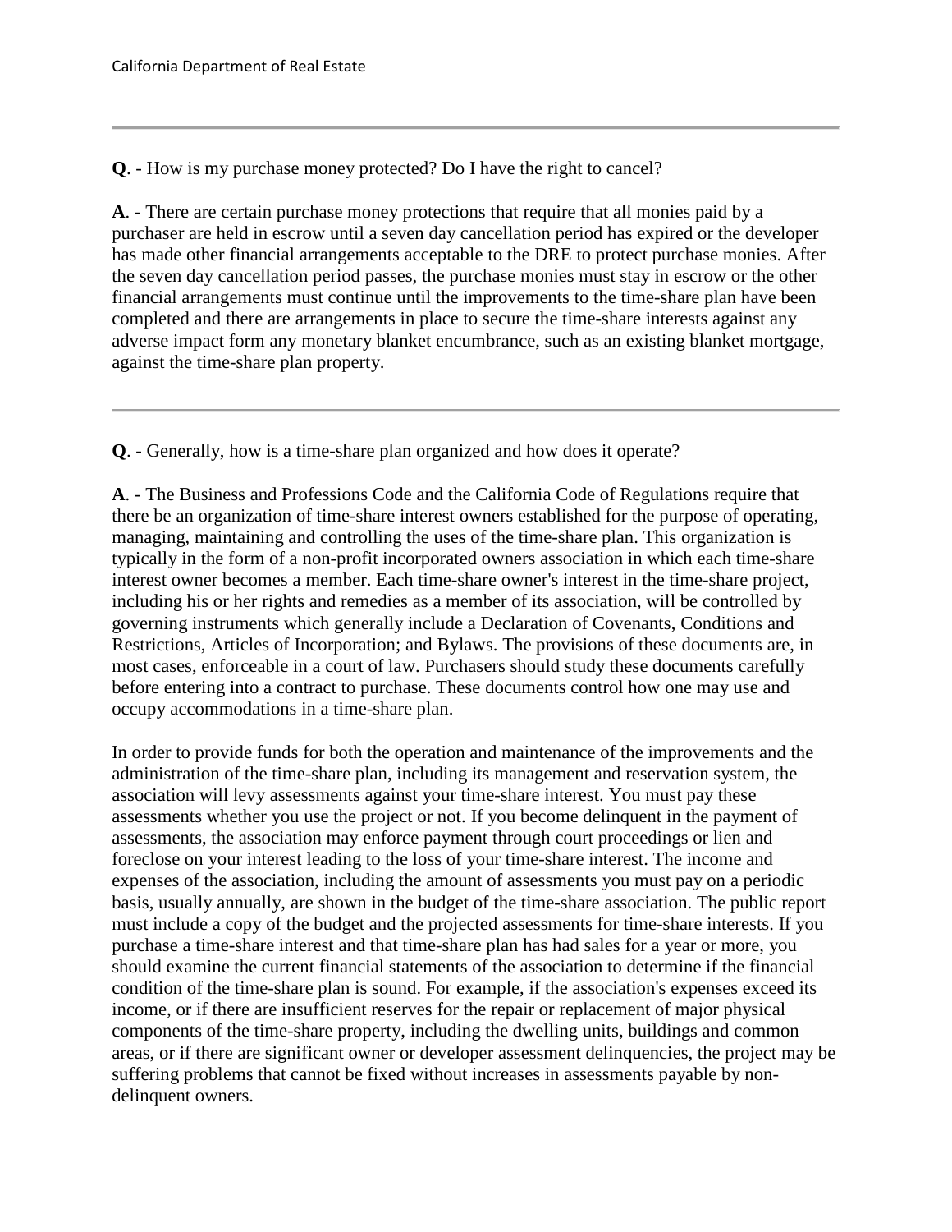---

**Q**. - How is my purchase money protected? Do I have the right to cancel?

**A**. - There are certain purchase money protections that require that all monies paid by a purchaser are held in escrow until a seven day cancellation period has expired or the developer has made other financial arrangements acceptable to the DRE to protect purchase monies. After the seven day cancellation period passes, the purchase monies must stay in escrow or the other financial arrangements must continue until the improvements to the time-share plan have been completed and there are arrangements in place to secure the time-share interests against any adverse impact form any monetary blanket encumbrance, such as an existing blanket mortgage, against the time-share plan property.

---

**Q**. - Generally, how is a time-share plan organized and how does it operate?

**A**. - The Business and Professions Code and the California Code of Regulations require that there be an organization of time-share interest owners established for the purpose of operating, managing, maintaining and controlling the uses of the time-share plan. This organization is typically in the form of a non-profit incorporated owners association in which each time-share interest owner becomes a member. Each time-share owner's interest in the time-share project, including his or her rights and remedies as a member of its association, will be controlled by governing instruments which generally include a Declaration of Covenants, Conditions and Restrictions, Articles of Incorporation; and Bylaws. The provisions of these documents are, in most cases, enforceable in a court of law. Purchasers should study these documents carefully before entering into a contract to purchase. These documents control how one may use and occupy accommodations in a time-share plan.

In order to provide funds for both the operation and maintenance of the improvements and the administration of the time-share plan, including its management and reservation system, the association will levy assessments against your time-share interest. You must pay these assessments whether you use the project or not. If you become delinquent in the payment of assessments, the association may enforce payment through court proceedings or lien and foreclose on your interest leading to the loss of your time-share interest. The income and expenses of the association, including the amount of assessments you must pay on a periodic basis, usually annually, are shown in the budget of the time-share association. The public report must include a copy of the budget and the projected assessments for time-share interests. If you purchase a time-share interest and that time-share plan has had sales for a year or more, you should examine the current financial statements of the association to determine if the financial condition of the time-share plan is sound. For example, if the association's expenses exceed its income, or if there are insufficient reserves for the repair or replacement of major physical components of the time-share property, including the dwelling units, buildings and common areas, or if there are significant owner or developer assessment delinquencies, the project may be suffering problems that cannot be fixed without increases in assessments payable by non-delinquent owners.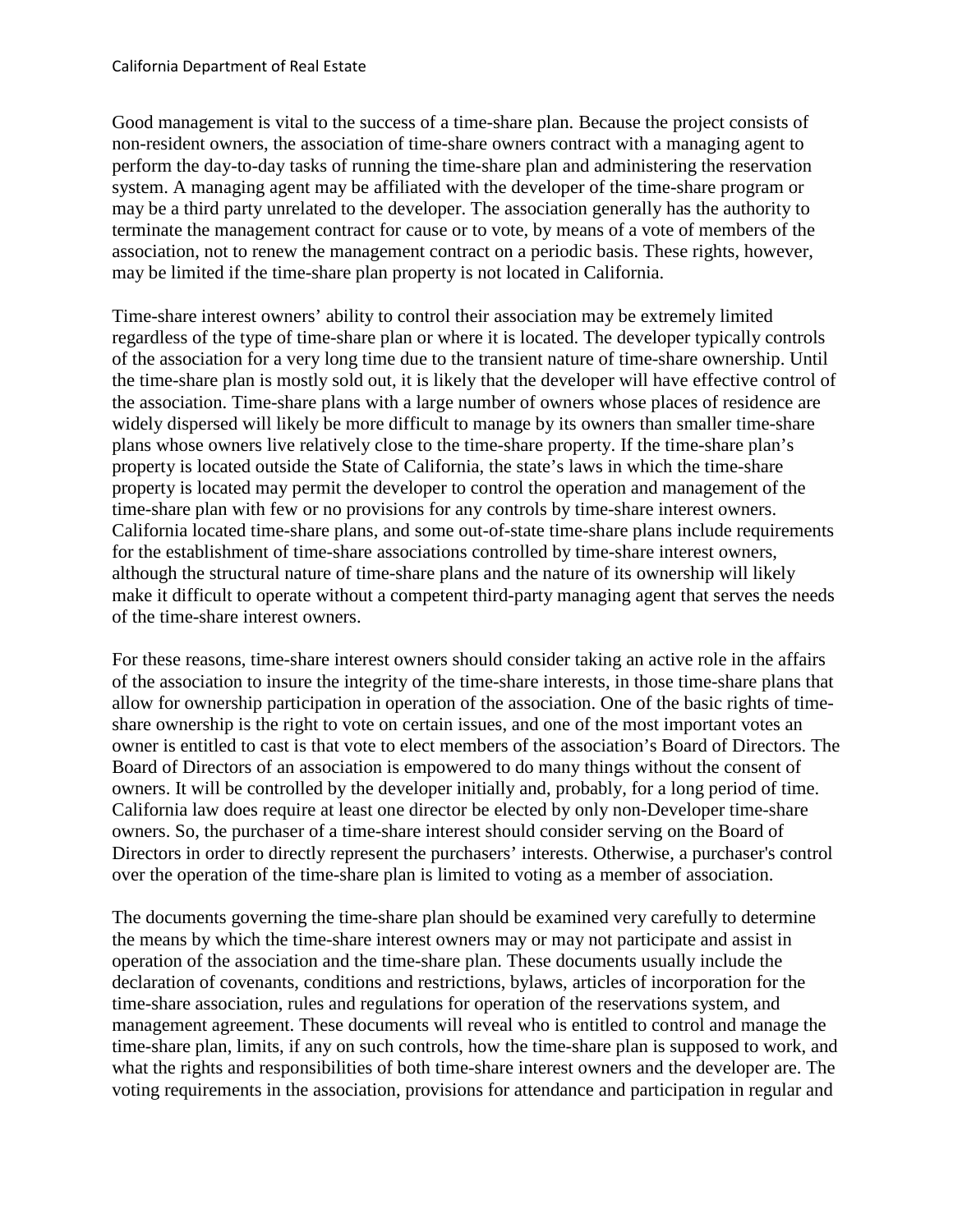Good management is vital to the success of a time-share plan. Because the project consists of non-resident owners, the association of time-share owners contract with a managing agent to perform the day-to-day tasks of running the time-share plan and administering the reservation system. A managing agent may be affiliated with the developer of the time-share program or may be a third party unrelated to the developer. The association generally has the authority to terminate the management contract for cause or to vote, by means of a vote of members of the association, not to renew the management contract on a periodic basis. These rights, however, may be limited if the time-share plan property is not located in California.

Time-share interest owners' ability to control their association may be extremely limited regardless of the type of time-share plan or where it is located. The developer typically controls of the association for a very long time due to the transient nature of time-share ownership. Until the time-share plan is mostly sold out, it is likely that the developer will have effective control of the association. Time-share plans with a large number of owners whose places of residence are widely dispersed will likely be more difficult to manage by its owners than smaller time-share plans whose owners live relatively close to the time-share property. If the time-share plan's property is located outside the State of California, the state's laws in which the time-share property is located may permit the developer to control the operation and management of the time-share plan with few or no provisions for any controls by time-share interest owners. California located time-share plans, and some out-of-state time-share plans include requirements for the establishment of time-share associations controlled by time-share interest owners, although the structural nature of time-share plans and the nature of its ownership will likely make it difficult to operate without a competent third-party managing agent that serves the needs of the time-share interest owners.

For these reasons, time-share interest owners should consider taking an active role in the affairs of the association to insure the integrity of the time-share interests, in those time-share plans that allow for ownership participation in operation of the association. One of the basic rights of time-share ownership is the right to vote on certain issues, and one of the most important votes an owner is entitled to cast is that vote to elect members of the association's Board of Directors. The Board of Directors of an association is empowered to do many things without the consent of owners. It will be controlled by the developer initially and, probably, for a long period of time. California law does require at least one director be elected by only non-Developer time-share owners. So, the purchaser of a time-share interest should consider serving on the Board of Directors in order to directly represent the purchasers' interests. Otherwise, a purchaser's control over the operation of the time-share plan is limited to voting as a member of association.

The documents governing the time-share plan should be examined very carefully to determine the means by which the time-share interest owners may or may not participate and assist in operation of the association and the time-share plan. These documents usually include the declaration of covenants, conditions and restrictions, bylaws, articles of incorporation for the time-share association, rules and regulations for operation of the reservations system, and management agreement. These documents will reveal who is entitled to control and manage the time-share plan, limits, if any on such controls, how the time-share plan is supposed to work, and what the rights and responsibilities of both time-share interest owners and the developer are. The voting requirements in the association, provisions for attendance and participation in regular and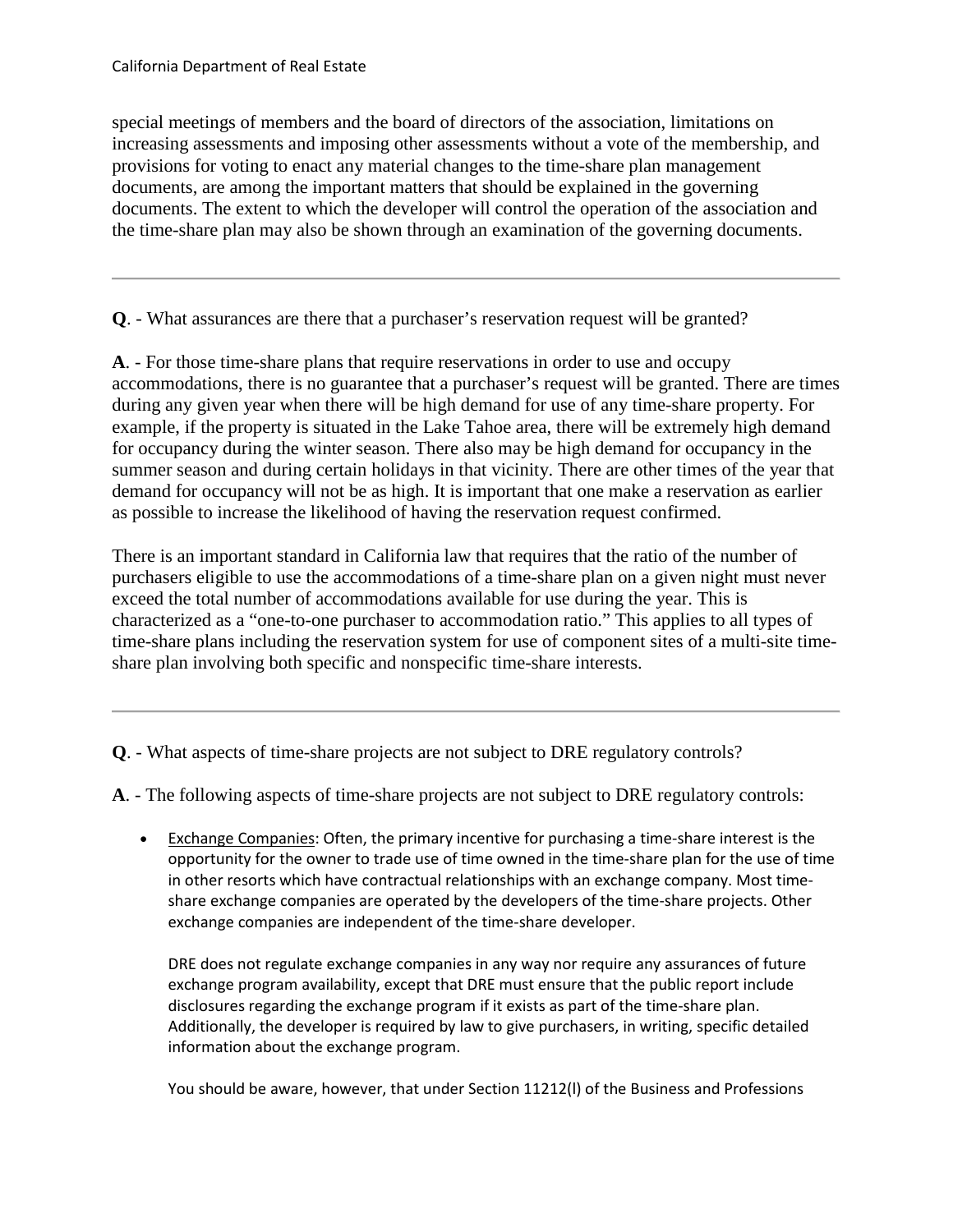special meetings of members and the board of directors of the association, limitations on increasing assessments and imposing other assessments without a vote of the membership, and provisions for voting to enact any material changes to the time-share plan management documents, are among the important matters that should be explained in the governing documents. The extent to which the developer will control the operation of the association and the time-share plan may also be shown through an examination of the governing documents.

---

**Q**. - What assurances are there that a purchaser's reservation request will be granted?

**A**. - For those time-share plans that require reservations in order to use and occupy accommodations, there is no guarantee that a purchaser's request will be granted. There are times during any given year when there will be high demand for use of any time-share property. For example, if the property is situated in the Lake Tahoe area, there will be extremely high demand for occupancy during the winter season. There also may be high demand for occupancy in the summer season and during certain holidays in that vicinity. There are other times of the year that demand for occupancy will not be as high. It is important that one make a reservation as earlier as possible to increase the likelihood of having the reservation request confirmed.

There is an important standard in California law that requires that the ratio of the number of purchasers eligible to use the accommodations of a time-share plan on a given night must never exceed the total number of accommodations available for use during the year. This is characterized as a "one-to-one purchaser to accommodation ratio." This applies to all types of time-share plans including the reservation system for use of component sites of a multi-site time-share plan involving both specific and nonspecific time-share interests.

---

**Q**. - What aspects of time-share projects are not subject to DRE regulatory controls?

**A**. - The following aspects of time-share projects are not subject to DRE regulatory controls:

- Exchange Companies: Often, the primary incentive for purchasing a time-share interest is the opportunity for the owner to trade use of time owned in the time-share plan for the use of time in other resorts which have contractual relationships with an exchange company. Most time-share exchange companies are operated by the developers of the time-share projects. Other exchange companies are independent of the time-share developer.

  DRE does not regulate exchange companies in any way nor require any assurances of future exchange program availability, except that DRE must ensure that the public report include disclosures regarding the exchange program if it exists as part of the time-share plan. Additionally, the developer is required by law to give purchasers, in writing, specific detailed information about the exchange program.

  You should be aware, however, that under Section 11212(l) of the Business and Professions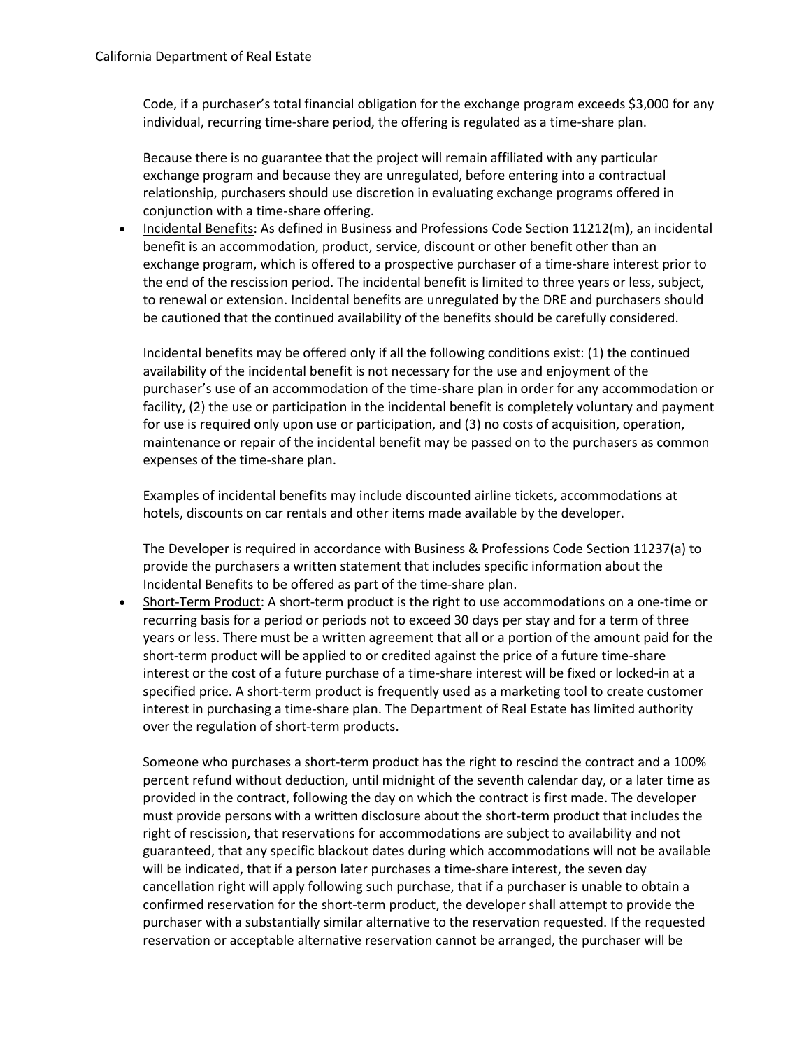Code, if a purchaser's total financial obligation for the exchange program exceeds $3,000 for any individual, recurring time-share period, the offering is regulated as a time-share plan.

Because there is no guarantee that the project will remain affiliated with any particular exchange program and because they are unregulated, before entering into a contractual relationship, purchasers should use discretion in evaluating exchange programs offered in conjunction with a time-share offering.

- Incidental Benefits: As defined in Business and Professions Code Section 11212(m), an incidental benefit is an accommodation, product, service, discount or other benefit other than an exchange program, which is offered to a prospective purchaser of a time-share interest prior to the end of the rescission period. The incidental benefit is limited to three years or less, subject, to renewal or extension. Incidental benefits are unregulated by the DRE and purchasers should be cautioned that the continued availability of the benefits should be carefully considered.

  Incidental benefits may be offered only if all the following conditions exist: (1) the continued availability of the incidental benefit is not necessary for the use and enjoyment of the purchaser's use of an accommodation of the time-share plan in order for any accommodation or facility, (2) the use or participation in the incidental benefit is completely voluntary and payment for use is required only upon use or participation, and (3) no costs of acquisition, operation, maintenance or repair of the incidental benefit may be passed on to the purchasers as common expenses of the time-share plan.

  Examples of incidental benefits may include discounted airline tickets, accommodations at hotels, discounts on car rentals and other items made available by the developer.

  The Developer is required in accordance with Business & Professions Code Section 11237(a) to provide the purchasers a written statement that includes specific information about the Incidental Benefits to be offered as part of the time-share plan.

- Short-Term Product: A short-term product is the right to use accommodations on a one-time or recurring basis for a period or periods not to exceed 30 days per stay and for a term of three years or less. There must be a written agreement that all or a portion of the amount paid for the short-term product will be applied to or credited against the price of a future time-share interest or the cost of a future purchase of a time-share interest will be fixed or locked-in at a specified price. A short-term product is frequently used as a marketing tool to create customer interest in purchasing a time-share plan. The Department of Real Estate has limited authority over the regulation of short-term products.

  Someone who purchases a short-term product has the right to rescind the contract and a 100% percent refund without deduction, until midnight of the seventh calendar day, or a later time as provided in the contract, following the day on which the contract is first made. The developer must provide persons with a written disclosure about the short-term product that includes the right of rescission, that reservations for accommodations are subject to availability and not guaranteed, that any specific blackout dates during which accommodations will not be available will be indicated, that if a person later purchases a time-share interest, the seven day cancellation right will apply following such purchase, that if a purchaser is unable to obtain a confirmed reservation for the short-term product, the developer shall attempt to provide the purchaser with a substantially similar alternative to the reservation requested. If the requested reservation or acceptable alternative reservation cannot be arranged, the purchaser will be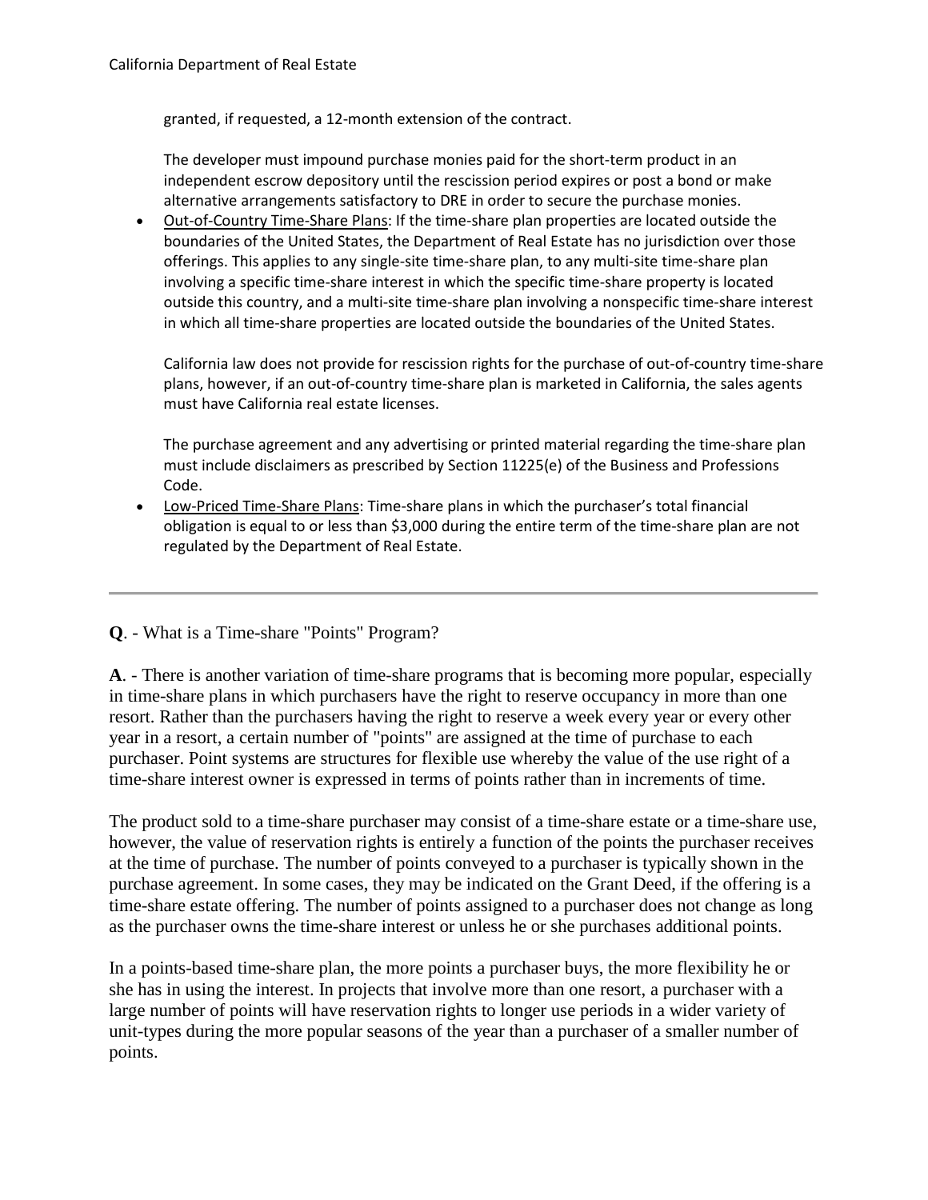granted, if requested, a 12-month extension of the contract.

The developer must impound purchase monies paid for the short-term product in an independent escrow depository until the rescission period expires or post a bond or make alternative arrangements satisfactory to DRE in order to secure the purchase monies.

- Out-of-Country Time-Share Plans: If the time-share plan properties are located outside the boundaries of the United States, the Department of Real Estate has no jurisdiction over those offerings. This applies to any single-site time-share plan, to any multi-site time-share plan involving a specific time-share interest in which the specific time-share property is located outside this country, and a multi-site time-share plan involving a nonspecific time-share interest in which all time-share properties are located outside the boundaries of the United States.

  California law does not provide for rescission rights for the purchase of out-of-country time-share plans, however, if an out-of-country time-share plan is marketed in California, the sales agents must have California real estate licenses.

  The purchase agreement and any advertising or printed material regarding the time-share plan must include disclaimers as prescribed by Section 11225(e) of the Business and Professions Code.

- Low-Priced Time-Share Plans: Time-share plans in which the purchaser's total financial obligation is equal to or less than $3,000 during the entire term of the time-share plan are not regulated by the Department of Real Estate.

---

**Q**. - What is a Time-share "Points" Program?

**A**. - There is another variation of time-share programs that is becoming more popular, especially in time-share plans in which purchasers have the right to reserve occupancy in more than one resort. Rather than the purchasers having the right to reserve a week every year or every other year in a resort, a certain number of "points" are assigned at the time of purchase to each purchaser. Point systems are structures for flexible use whereby the value of the use right of a time-share interest owner is expressed in terms of points rather than in increments of time.

The product sold to a time-share purchaser may consist of a time-share estate or a time-share use, however, the value of reservation rights is entirely a function of the points the purchaser receives at the time of purchase. The number of points conveyed to a purchaser is typically shown in the purchase agreement. In some cases, they may be indicated on the Grant Deed, if the offering is a time-share estate offering. The number of points assigned to a purchaser does not change as long as the purchaser owns the time-share interest or unless he or she purchases additional points.

In a points-based time-share plan, the more points a purchaser buys, the more flexibility he or she has in using the interest. In projects that involve more than one resort, a purchaser with a large number of points will have reservation rights to longer use periods in a wider variety of unit-types during the more popular seasons of the year than a purchaser of a smaller number of points.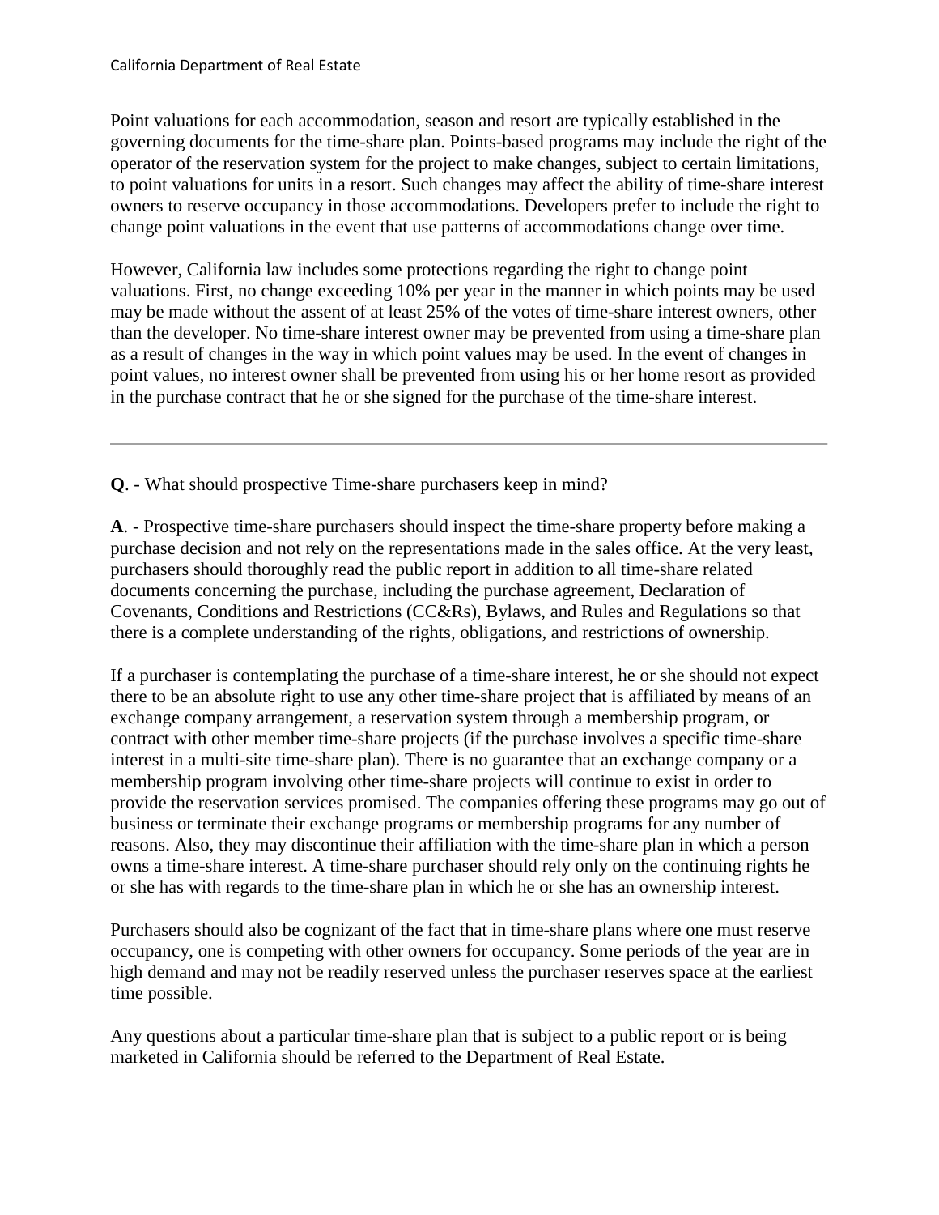Point valuations for each accommodation, season and resort are typically established in the governing documents for the time-share plan. Points-based programs may include the right of the operator of the reservation system for the project to make changes, subject to certain limitations, to point valuations for units in a resort. Such changes may affect the ability of time-share interest owners to reserve occupancy in those accommodations. Developers prefer to include the right to change point valuations in the event that use patterns of accommodations change over time.

However, California law includes some protections regarding the right to change point valuations. First, no change exceeding 10% per year in the manner in which points may be used may be made without the assent of at least 25% of the votes of time-share interest owners, other than the developer. No time-share interest owner may be prevented from using a time-share plan as a result of changes in the way in which point values may be used. In the event of changes in point values, no interest owner shall be prevented from using his or her home resort as provided in the purchase contract that he or she signed for the purchase of the time-share interest.

---

**Q**. - What should prospective Time-share purchasers keep in mind?

**A**. - Prospective time-share purchasers should inspect the time-share property before making a purchase decision and not rely on the representations made in the sales office. At the very least, purchasers should thoroughly read the public report in addition to all time-share related documents concerning the purchase, including the purchase agreement, Declaration of Covenants, Conditions and Restrictions (CC&Rs), Bylaws, and Rules and Regulations so that there is a complete understanding of the rights, obligations, and restrictions of ownership.

If a purchaser is contemplating the purchase of a time-share interest, he or she should not expect there to be an absolute right to use any other time-share project that is affiliated by means of an exchange company arrangement, a reservation system through a membership program, or contract with other member time-share projects (if the purchase involves a specific time-share interest in a multi-site time-share plan). There is no guarantee that an exchange company or a membership program involving other time-share projects will continue to exist in order to provide the reservation services promised. The companies offering these programs may go out of business or terminate their exchange programs or membership programs for any number of reasons. Also, they may discontinue their affiliation with the time-share plan in which a person owns a time-share interest. A time-share purchaser should rely only on the continuing rights he or she has with regards to the time-share plan in which he or she has an ownership interest.

Purchasers should also be cognizant of the fact that in time-share plans where one must reserve occupancy, one is competing with other owners for occupancy. Some periods of the year are in high demand and may not be readily reserved unless the purchaser reserves space at the earliest time possible.

Any questions about a particular time-share plan that is subject to a public report or is being marketed in California should be referred to the Department of Real Estate.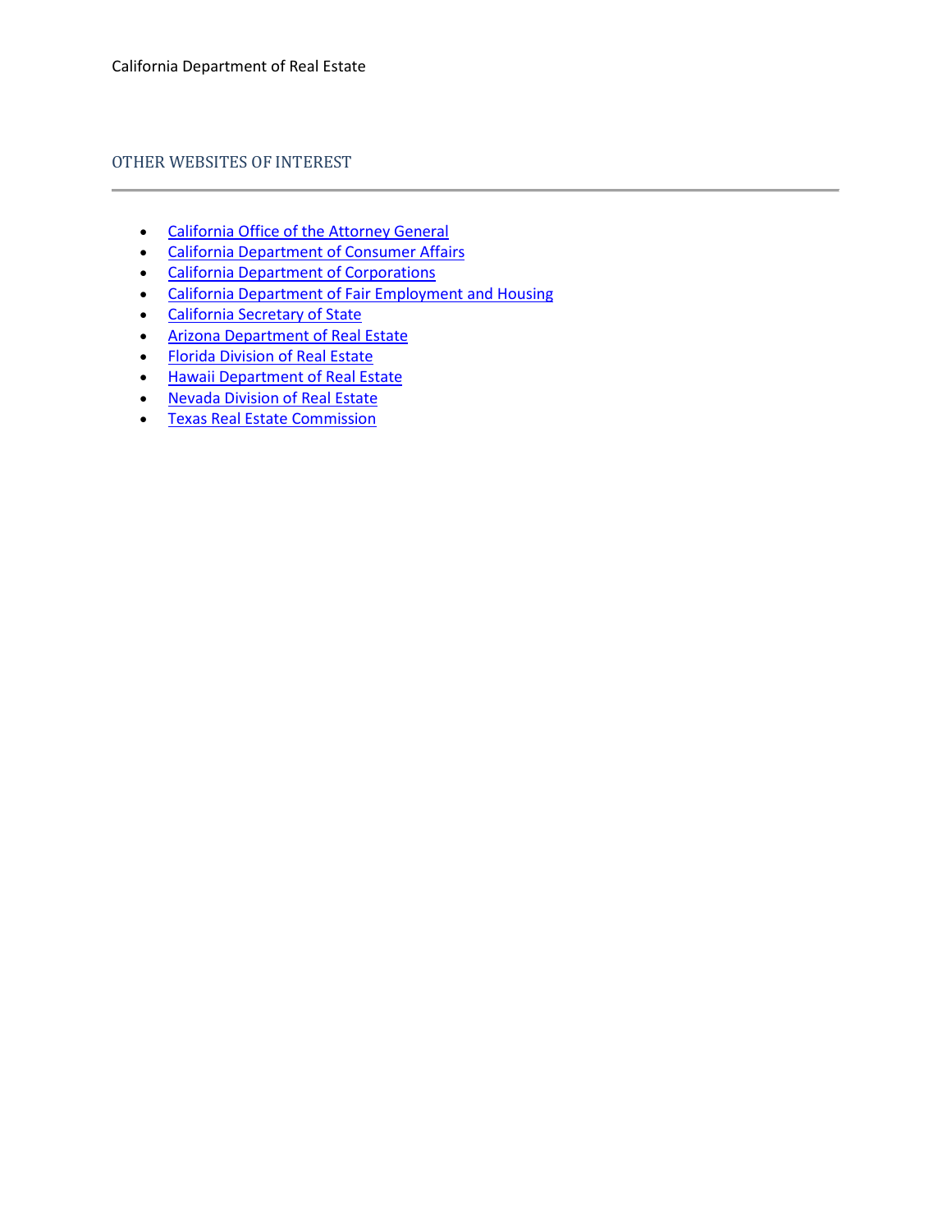## OTHER WEBSITES OF INTEREST

- California Office of the Attorney General
- California Department of Consumer Affairs
- California Department of Corporations
- California Department of Fair Employment and Housing
- California Secretary of State
- Arizona Department of Real Estate
- Florida Division of Real Estate
- Hawaii Department of Real Estate
- Nevada Division of Real Estate
- Texas Real Estate Commission